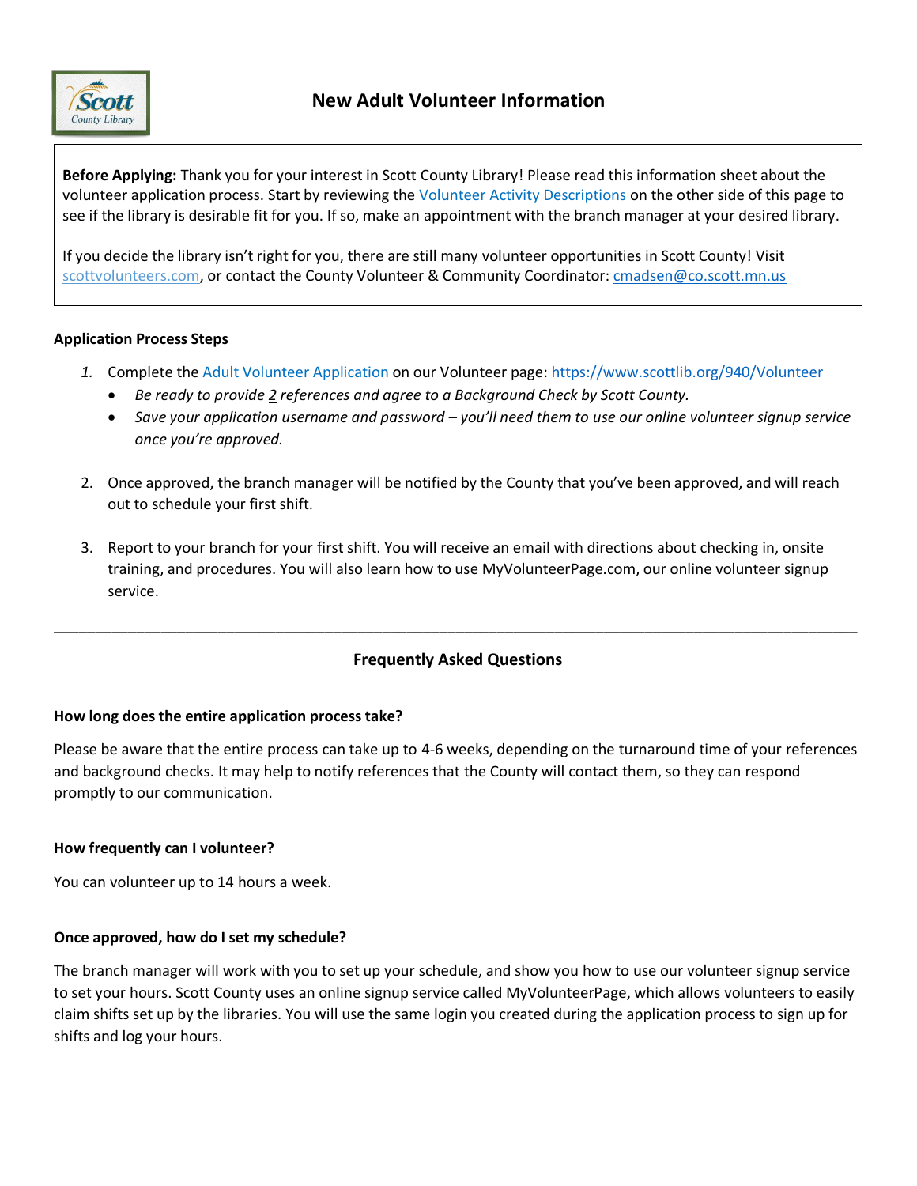# New Adult Volunteer Information

**Before Applying:** Thank you for your interest in Scott County Library! Please read this information sheet about the volunteer application process. Start by reviewing the Volunteer Activity Descriptions on the other side of this page to see if the library is desirable fit for you. If so, make an appointment with the branch manager at your desired library.

If you decide the library isn't right for you, there are still many volunteer opportunities in Scott County! Visit [scottvolunteers.com](scottvolunteers.com), or contact the County Volunteer & Community Coordinator: [cmadsen@co.scott.mn.us](mailto:cmadsen@co.scott.mn.us)

### Application Process Steps

1. Complete the Adult Volunteer Application on our Volunteer page: [https://www.scottlib.org/940/Volunteer](https://www.scottlib.org/940/Volunteer)
   - *Be ready to provide 2 references and agree to a Background Check by Scott County.*
   - *Save your application username and password – you'll need them to use our online volunteer signup service once you're approved.*

2. Once approved, the branch manager will be notified by the County that you've been approved, and will reach out to schedule your first shift.

3. Report to your branch for your first shift. You will receive an email with directions about checking in, onsite training, and procedures. You will also learn how to use MyVolunteerPage.com, our online volunteer signup service.

---

## Frequently Asked Questions

**How long does the entire application process take?**

Please be aware that the entire process can take up to 4-6 weeks, depending on the turnaround time of your references and background checks. It may help to notify references that the County will contact them, so they can respond promptly to our communication.

**How frequently can I volunteer?**

You can volunteer up to 14 hours a week.

**Once approved, how do I set my schedule?**

The branch manager will work with you to set up your schedule, and show you how to use our volunteer signup service to set your hours. Scott County uses an online signup service called MyVolunteerPage, which allows volunteers to easily claim shifts set up by the libraries. You will use the same login you created during the application process to sign up for shifts and log your hours.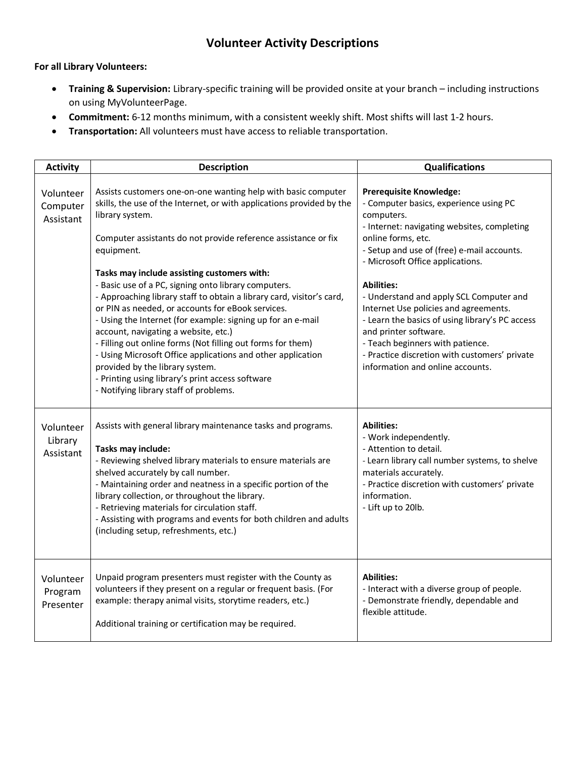# Volunteer Activity Descriptions

**For all Library Volunteers:**

- **Training & Supervision:** Library-specific training will be provided onsite at your branch – including instructions on using MyVolunteerPage.
- **Commitment:** 6-12 months minimum, with a consistent weekly shift. Most shifts will last 1-2 hours.
- **Transportation:** All volunteers must have access to reliable transportation.

| Activity | Description | Qualifications |
| --- | --- | --- |
| Volunteer Computer Assistant | Assists customers one-on-one wanting help with basic computer skills, the use of the Internet, or with applications provided by the library system.<br><br>Computer assistants do not provide reference assistance or fix equipment.<br><br>**Tasks may include assisting customers with:**<br>- Basic use of a PC, signing onto library computers.<br>- Approaching library staff to obtain a library card, visitor's card, or PIN as needed, or accounts for eBook services.<br>- Using the Internet (for example: signing up for an e-mail account, navigating a website, etc.)<br>- Filling out online forms (Not filling out forms for them)<br>- Using Microsoft Office applications and other application provided by the library system.<br>- Printing using library's print access software<br>- Notifying library staff of problems. | **Prerequisite Knowledge:**<br>- Computer basics, experience using PC computers.<br>- Internet: navigating websites, completing online forms, etc.<br>- Setup and use of (free) e-mail accounts.<br>- Microsoft Office applications.<br><br>**Abilities:**<br>- Understand and apply SCL Computer and Internet Use policies and agreements.<br>- Learn the basics of using library's PC access and printer software.<br>- Teach beginners with patience.<br>- Practice discretion with customers' private information and online accounts. |
| Volunteer Library Assistant | Assists with general library maintenance tasks and programs.<br><br>**Tasks may include:**<br>- Reviewing shelved library materials to ensure materials are shelved accurately by call number.<br>- Maintaining order and neatness in a specific portion of the library collection, or throughout the library.<br>- Retrieving materials for circulation staff.<br>- Assisting with programs and events for both children and adults (including setup, refreshments, etc.) | **Abilities:**<br>- Work independently.<br>- Attention to detail.<br>- Learn library call number systems, to shelve materials accurately.<br>- Practice discretion with customers' private information.<br>- Lift up to 20lb. |
| Volunteer Program Presenter | Unpaid program presenters must register with the County as volunteers if they present on a regular or frequent basis. (For example: therapy animal visits, storytime readers, etc.)<br><br>Additional training or certification may be required. | **Abilities:**<br>- Interact with a diverse group of people.<br>- Demonstrate friendly, dependable and flexible attitude. |